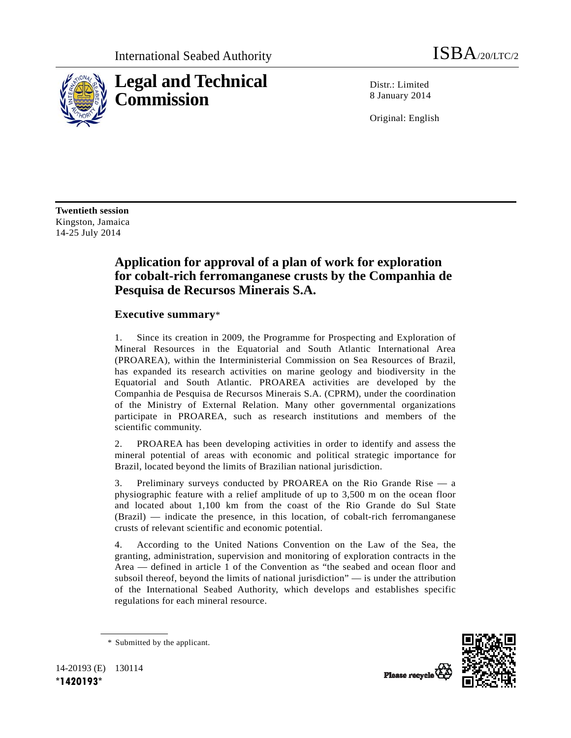International Seabed Authority

ISBA/20/LTC/2

# Legal and Technical Commission

Distr.: Limited
8 January 2014

Original: English

**Twentieth session**
Kingston, Jamaica
14-25 July 2014

## Application for approval of a plan of work for exploration for cobalt-rich ferromanganese crusts by the Companhia de Pesquisa de Recursos Minerais S.A.

### Executive summary*

1. Since its creation in 2009, the Programme for Prospecting and Exploration of Mineral Resources in the Equatorial and South Atlantic International Area (PROAREA), within the Interministerial Commission on Sea Resources of Brazil, has expanded its research activities on marine geology and biodiversity in the Equatorial and South Atlantic. PROAREA activities are developed by the Companhia de Pesquisa de Recursos Minerais S.A. (CPRM), under the coordination of the Ministry of External Relation. Many other governmental organizations participate in PROAREA, such as research institutions and members of the scientific community.

2. PROAREA has been developing activities in order to identify and assess the mineral potential of areas with economic and political strategic importance for Brazil, located beyond the limits of Brazilian national jurisdiction.

3. Preliminary surveys conducted by PROAREA on the Rio Grande Rise — a physiographic feature with a relief amplitude of up to 3,500 m on the ocean floor and located about 1,100 km from the coast of the Rio Grande do Sul State (Brazil) — indicate the presence, in this location, of cobalt-rich ferromanganese crusts of relevant scientific and economic potential.

4. According to the United Nations Convention on the Law of the Sea, the granting, administration, supervision and monitoring of exploration contracts in the Area — defined in article 1 of the Convention as "the seabed and ocean floor and subsoil thereof, beyond the limits of national jurisdiction" — is under the attribution of the International Seabed Authority, which develops and establishes specific regulations for each mineral resource.

* Submitted by the applicant.

14-20193 (E) 130114
*1420193*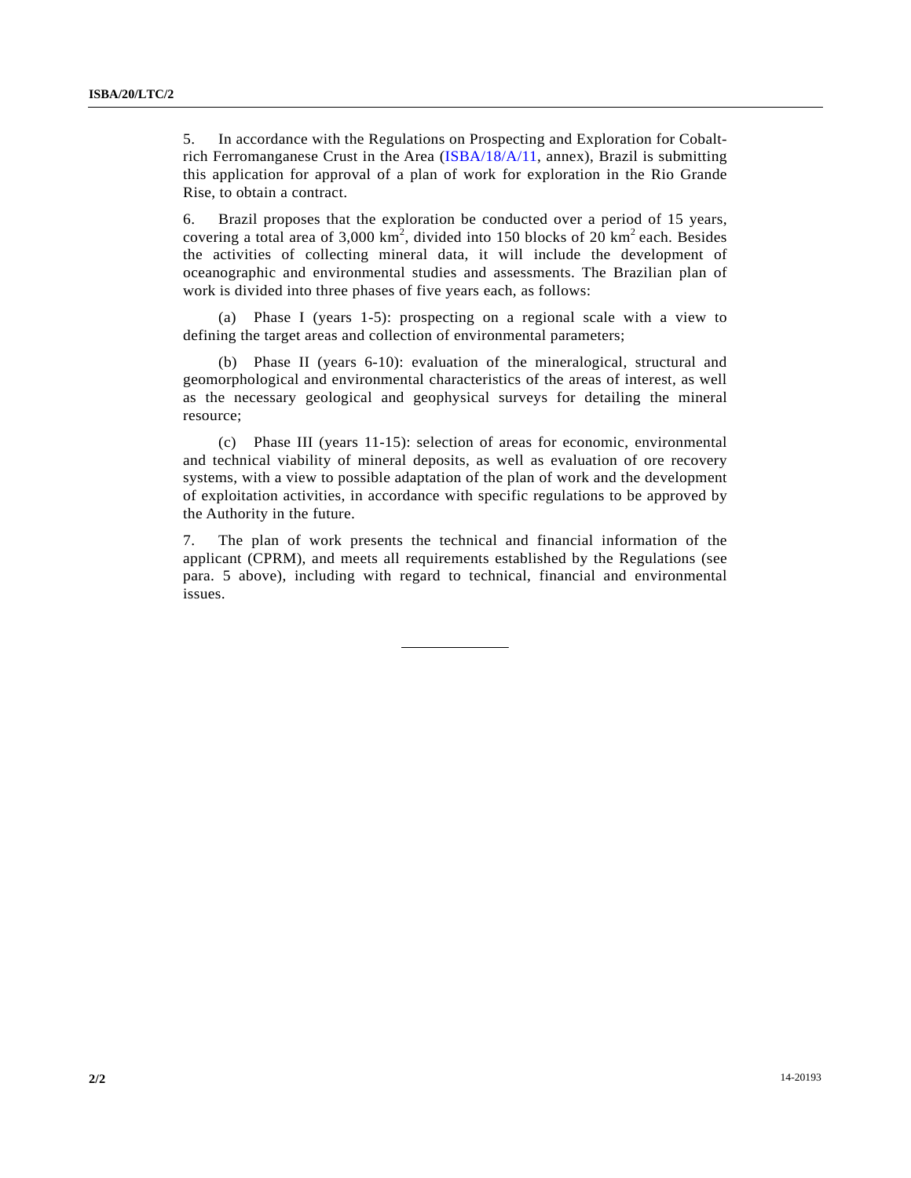5. In accordance with the Regulations on Prospecting and Exploration for Cobalt-rich Ferromanganese Crust in the Area (ISBA/18/A/11, annex), Brazil is submitting this application for approval of a plan of work for exploration in the Rio Grande Rise, to obtain a contract.

6. Brazil proposes that the exploration be conducted over a period of 15 years, covering a total area of 3,000 $km^2$, divided into 150 blocks of 20 $km^2$ each. Besides the activities of collecting mineral data, it will include the development of oceanographic and environmental studies and assessments. The Brazilian plan of work is divided into three phases of five years each, as follows:

(a) Phase I (years 1-5): prospecting on a regional scale with a view to defining the target areas and collection of environmental parameters;

(b) Phase II (years 6-10): evaluation of the mineralogical, structural and geomorphological and environmental characteristics of the areas of interest, as well as the necessary geological and geophysical surveys for detailing the mineral resource;

(c) Phase III (years 11-15): selection of areas for economic, environmental and technical viability of mineral deposits, as well as evaluation of ore recovery systems, with a view to possible adaptation of the plan of work and the development of exploitation activities, in accordance with specific regulations to be approved by the Authority in the future.

7. The plan of work presents the technical and financial information of the applicant (CPRM), and meets all requirements established by the Regulations (see para. 5 above), including with regard to technical, financial and environmental issues.